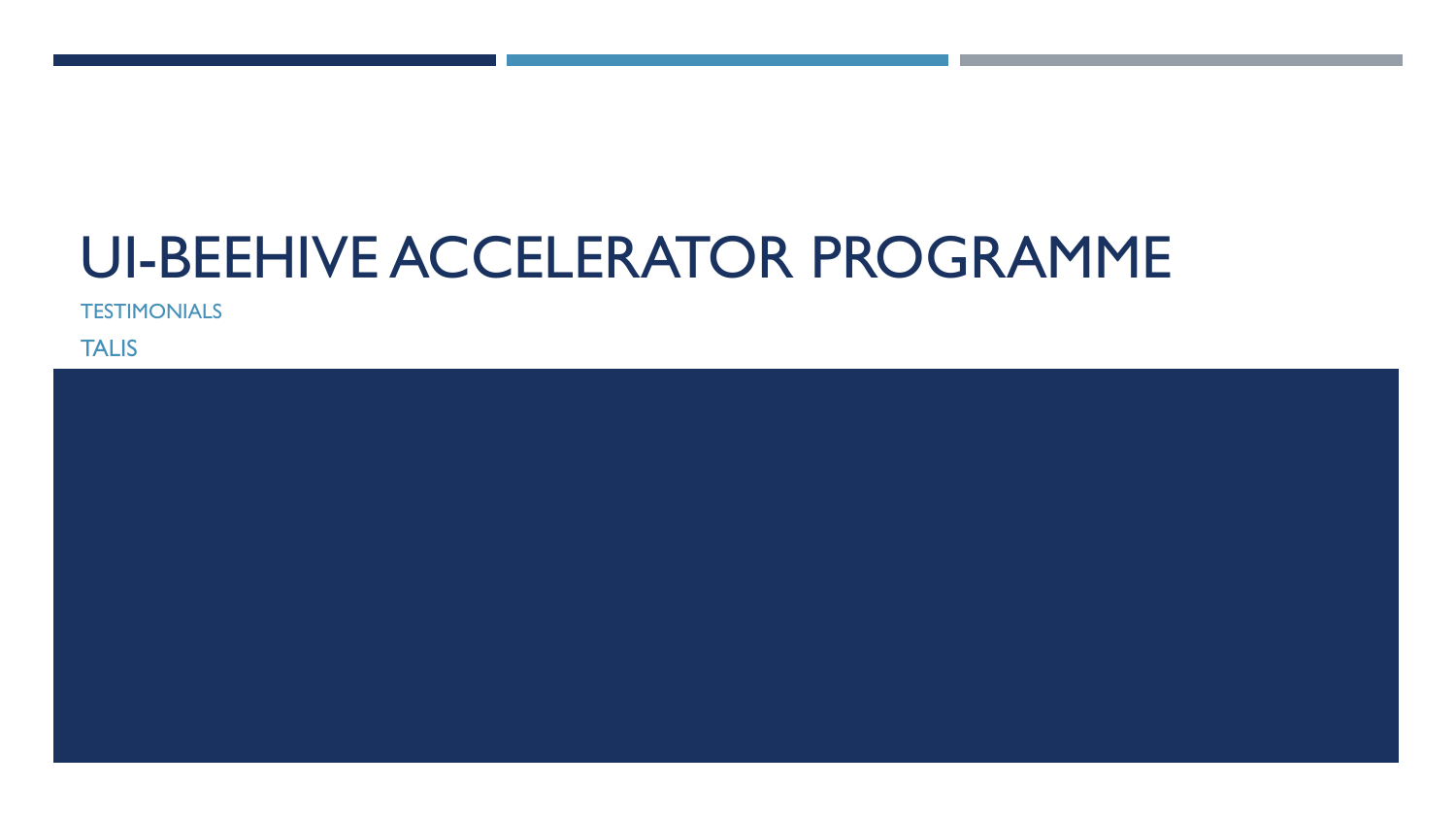# UI-BEEHIVE ACCELERATOR PROGRAMME

TESTIMONIALS

TALIS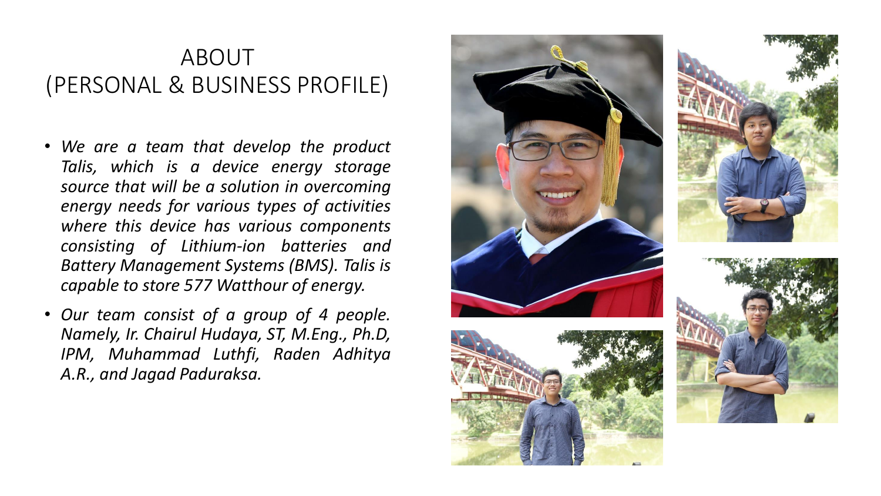# ABOUT
# (PERSONAL & BUSINESS PROFILE)

- *We are a team that develop the product Talis, which is a device energy storage source that will be a solution in overcoming energy needs for various types of activities where this device has various components consisting of Lithium-ion batteries and Battery Management Systems (BMS). Talis is capable to store 577 Watthour of energy.*
- *Our team consist of a group of 4 people. Namely, Ir. Chairul Hudaya, ST, M.Eng., Ph.D, IPM, Muhammad Luthfi, Raden Adhitya A.R., and Jagad Paduraksa.*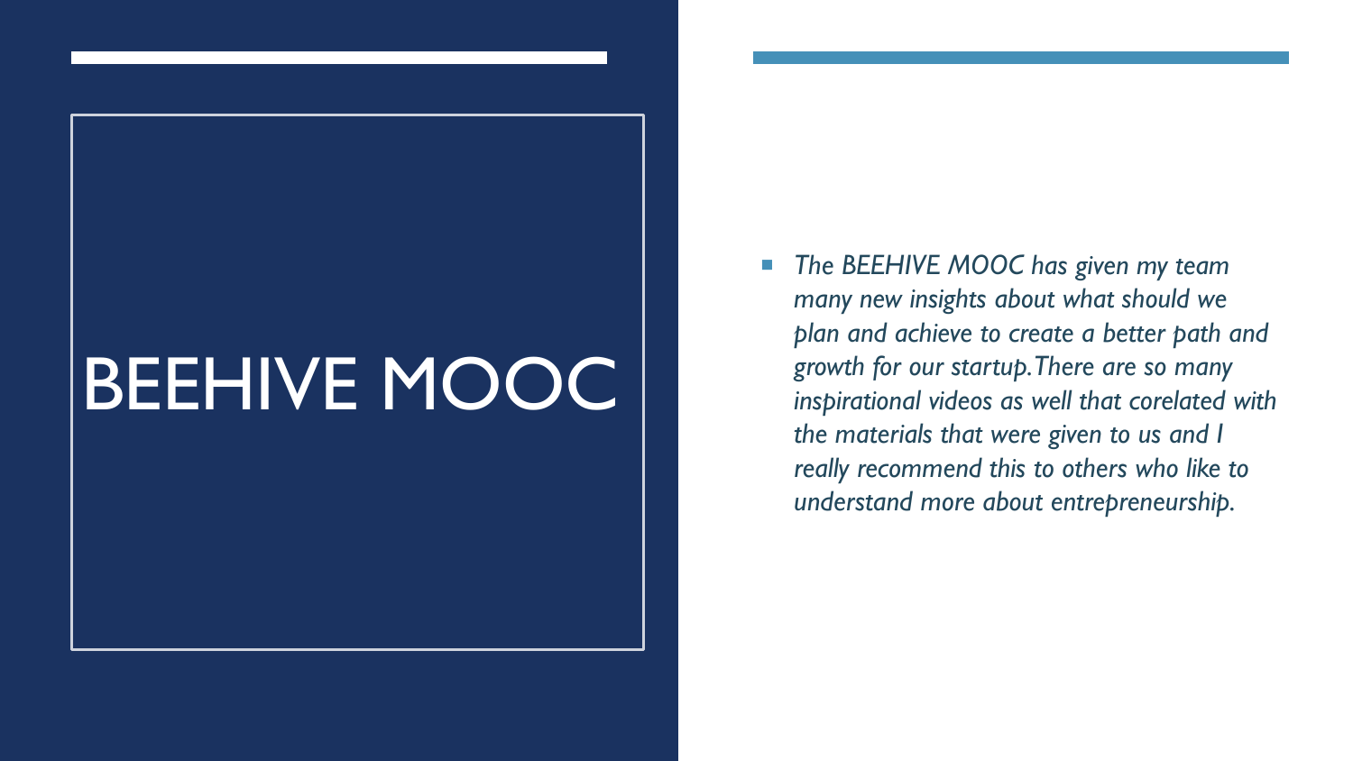# BEEHIVE MOOC

- *The BEEHIVE MOOC has given my team many new insights about what should we plan and achieve to create a better path and growth for our startup.There are so many inspirational videos as well that corelated with the materials that were given to us and I really recommend this to others who like to understand more about entrepreneurship.*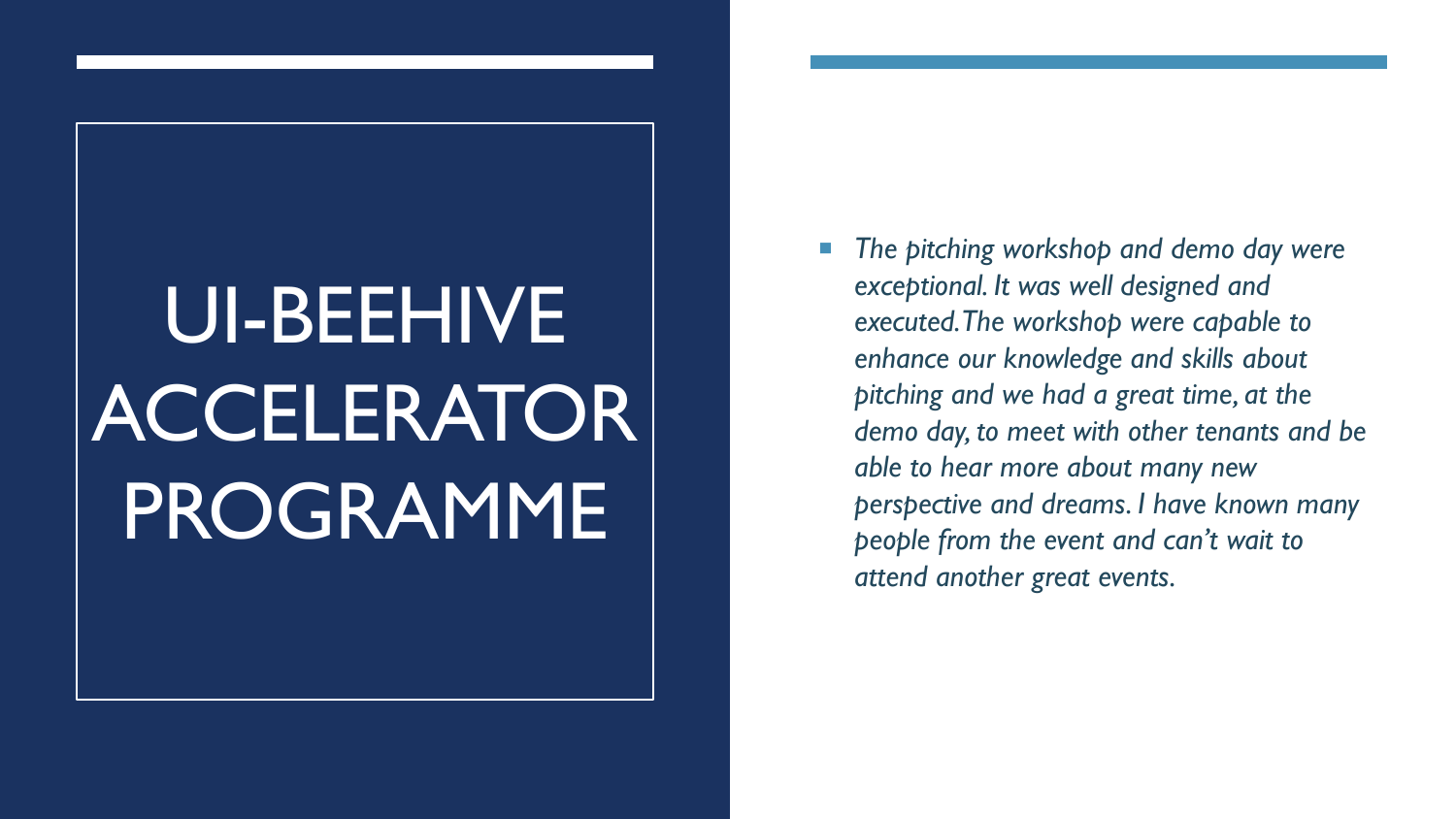# UI-BEEHIVE ACCELERATOR PROGRAMME

- *The pitching workshop and demo day were exceptional. It was well designed and executed. The workshop were capable to enhance our knowledge and skills about pitching and we had a great time, at the demo day, to meet with other tenants and be able to hear more about many new perspective and dreams. I have known many people from the event and can't wait to attend another great events.*